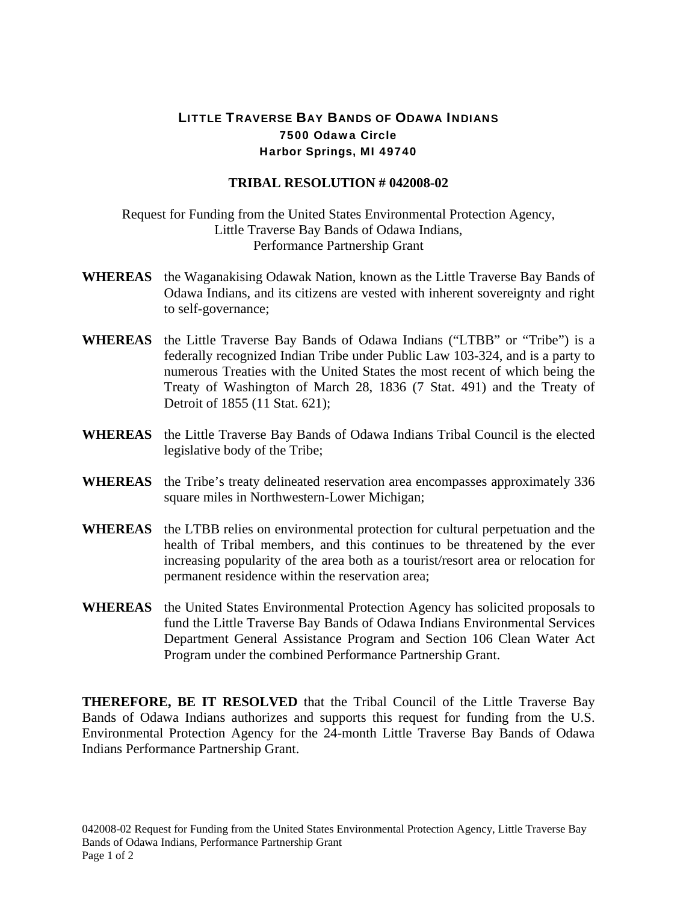# LITTLE TRAVERSE BAY BANDS OF ODAWA INDIANS

**7500 Odawa Circle**
**Harbor Springs, MI 49740**

## TRIBAL RESOLUTION # 042008-02

Request for Funding from the United States Environmental Protection Agency,
Little Traverse Bay Bands of Odawa Indians,
Performance Partnership Grant

**WHEREAS** the Waganakising Odawak Nation, known as the Little Traverse Bay Bands of Odawa Indians, and its citizens are vested with inherent sovereignty and right to self-governance;

**WHEREAS** the Little Traverse Bay Bands of Odawa Indians ("LTBB" or "Tribe") is a federally recognized Indian Tribe under Public Law 103-324, and is a party to numerous Treaties with the United States the most recent of which being the Treaty of Washington of March 28, 1836 (7 Stat. 491) and the Treaty of Detroit of 1855 (11 Stat. 621);

**WHEREAS** the Little Traverse Bay Bands of Odawa Indians Tribal Council is the elected legislative body of the Tribe;

**WHEREAS** the Tribe's treaty delineated reservation area encompasses approximately 336 square miles in Northwestern-Lower Michigan;

**WHEREAS** the LTBB relies on environmental protection for cultural perpetuation and the health of Tribal members, and this continues to be threatened by the ever increasing popularity of the area both as a tourist/resort area or relocation for permanent residence within the reservation area;

**WHEREAS** the United States Environmental Protection Agency has solicited proposals to fund the Little Traverse Bay Bands of Odawa Indians Environmental Services Department General Assistance Program and Section 106 Clean Water Act Program under the combined Performance Partnership Grant.

**THEREFORE, BE IT RESOLVED** that the Tribal Council of the Little Traverse Bay Bands of Odawa Indians authorizes and supports this request for funding from the U.S. Environmental Protection Agency for the 24-month Little Traverse Bay Bands of Odawa Indians Performance Partnership Grant.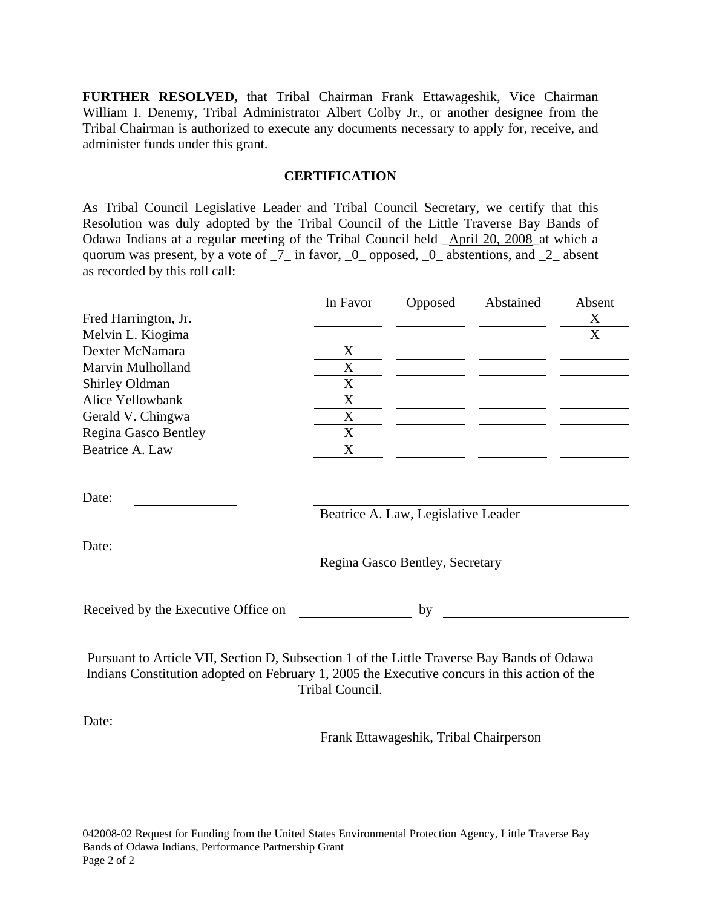**FURTHER RESOLVED,** that Tribal Chairman Frank Ettawageshik, Vice Chairman William I. Denemy, Tribal Administrator Albert Colby Jr., or another designee from the Tribal Chairman is authorized to execute any documents necessary to apply for, receive, and administer funds under this grant.

## CERTIFICATION

As Tribal Council Legislative Leader and Tribal Council Secretary, we certify that this Resolution was duly adopted by the Tribal Council of the Little Traverse Bay Bands of Odawa Indians at a regular meeting of the Tribal Council held _April 20, 2008_ at which a quorum was present, by a vote of _7_ in favor, _0_ opposed, _0_ abstentions, and _2_ absent as recorded by this roll call:

| | In Favor | Opposed | Abstained | Absent |
|---|---|---|---|---|
| Fred Harrington, Jr. | | | | X |
| Melvin L. Kiogima | | | | X |
| Dexter McNamara | X | | | |
| Marvin Mulholland | X | | | |
| Shirley Oldman | X | | | |
| Alice Yellowbank | X | | | |
| Gerald V. Chingwa | X | | | |
| Regina Gasco Bentley | X | | | |
| Beatrice A. Law | X | | | |

Date: ______________ ______________________________
Beatrice A. Law, Legislative Leader

Date: ______________ ______________________________
Regina Gasco Bentley, Secretary

Received by the Executive Office on ______________ by ______________________

Pursuant to Article VII, Section D, Subsection 1 of the Little Traverse Bay Bands of Odawa Indians Constitution adopted on February 1, 2005 the Executive concurs in this action of the Tribal Council.

Date: ______________ ______________________________
Frank Ettawageshik, Tribal Chairperson

042008-02 Request for Funding from the United States Environmental Protection Agency, Little Traverse Bay Bands of Odawa Indians, Performance Partnership Grant